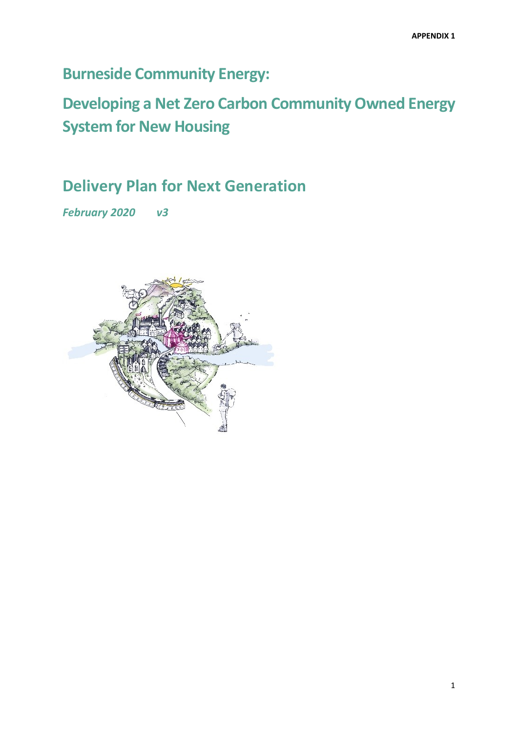APPENDIX 1

# Burneside Community Energy:

# Developing a Net Zero Carbon Community Owned Energy System for New Housing

## Delivery Plan for Next Generation

***February 2020 v3***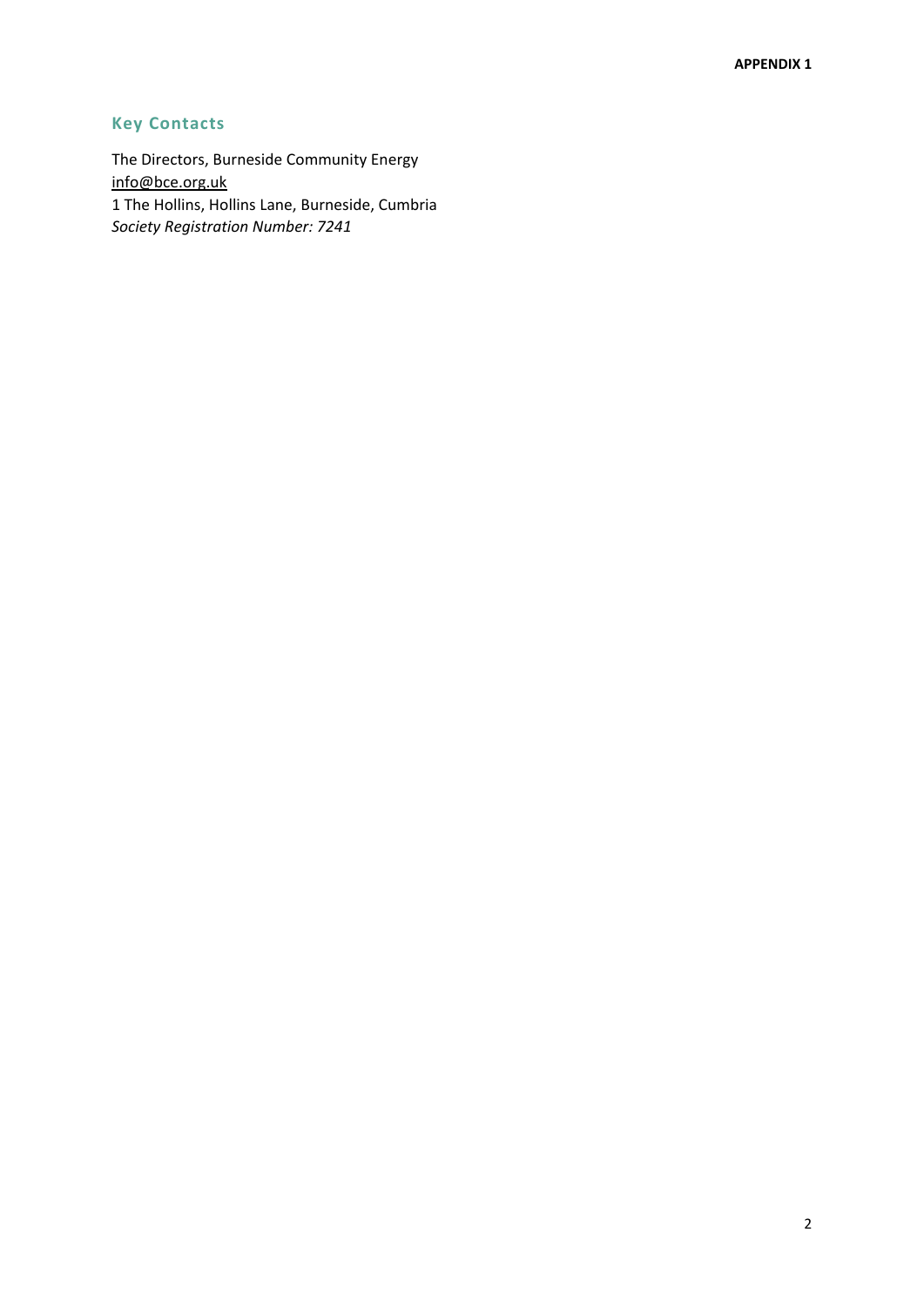## Key Contacts

The Directors, Burneside Community Energy
info@bce.org.uk
1 The Hollins, Hollins Lane, Burneside, Cumbria
*Society Registration Number: 7241*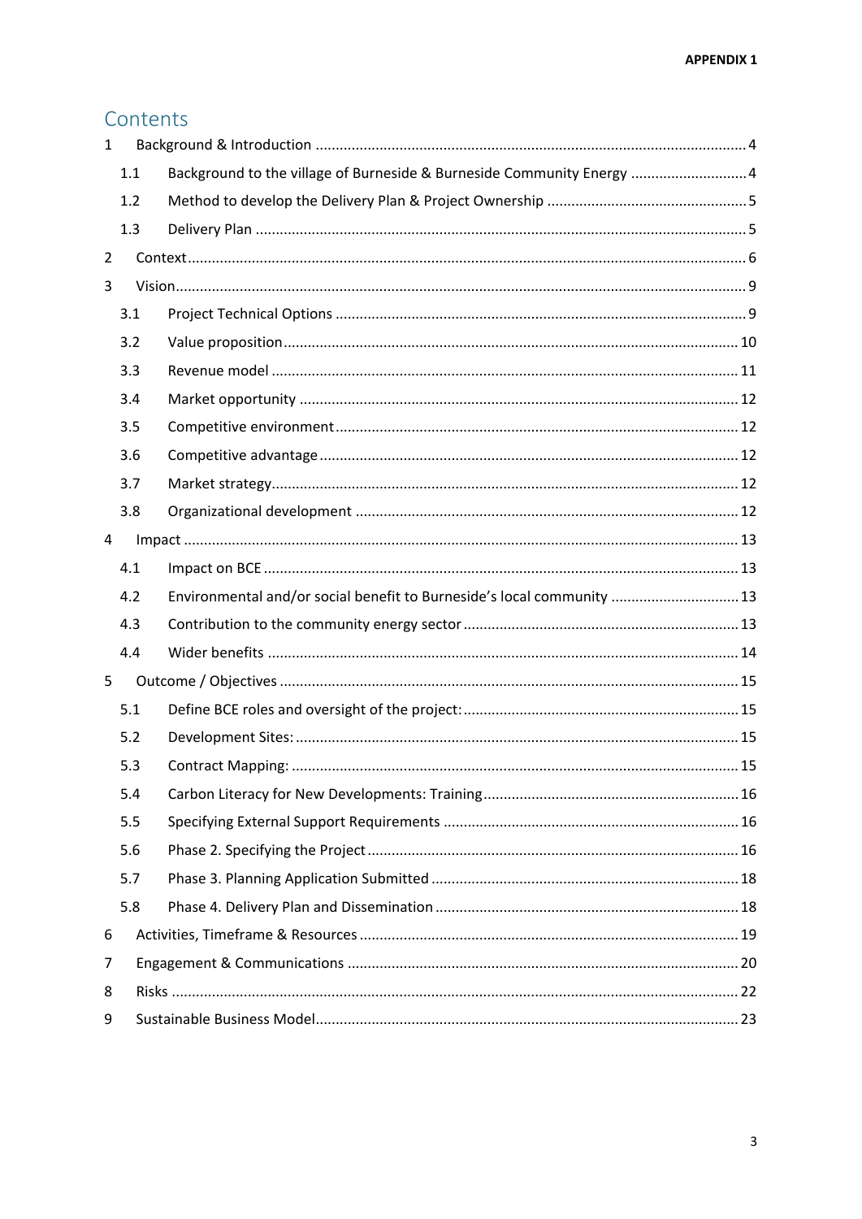## Contents

1 Background & Introduction ..... 4
  1.1 Background to the village of Burneside & Burneside Community Energy ..... 4
  1.2 Method to develop the Delivery Plan & Project Ownership ..... 5
  1.3 Delivery Plan ..... 5
2 Context ..... 6
3 Vision ..... 9
  3.1 Project Technical Options ..... 9
  3.2 Value proposition ..... 10
  3.3 Revenue model ..... 11
  3.4 Market opportunity ..... 12
  3.5 Competitive environment ..... 12
  3.6 Competitive advantage ..... 12
  3.7 Market strategy ..... 12
  3.8 Organizational development ..... 12
4 Impact ..... 13
  4.1 Impact on BCE ..... 13
  4.2 Environmental and/or social benefit to Burneside's local community ..... 13
  4.3 Contribution to the community energy sector ..... 13
  4.4 Wider benefits ..... 14
5 Outcome / Objectives ..... 15
  5.1 Define BCE roles and oversight of the project: ..... 15
  5.2 Development Sites: ..... 15
  5.3 Contract Mapping: ..... 15
  5.4 Carbon Literacy for New Developments: Training ..... 16
  5.5 Specifying External Support Requirements ..... 16
  5.6 Phase 2. Specifying the Project ..... 16
  5.7 Phase 3. Planning Application Submitted ..... 18
  5.8 Phase 4. Delivery Plan and Dissemination ..... 18
6 Activities, Timeframe & Resources ..... 19
7 Engagement & Communications ..... 20
8 Risks ..... 22
9 Sustainable Business Model ..... 23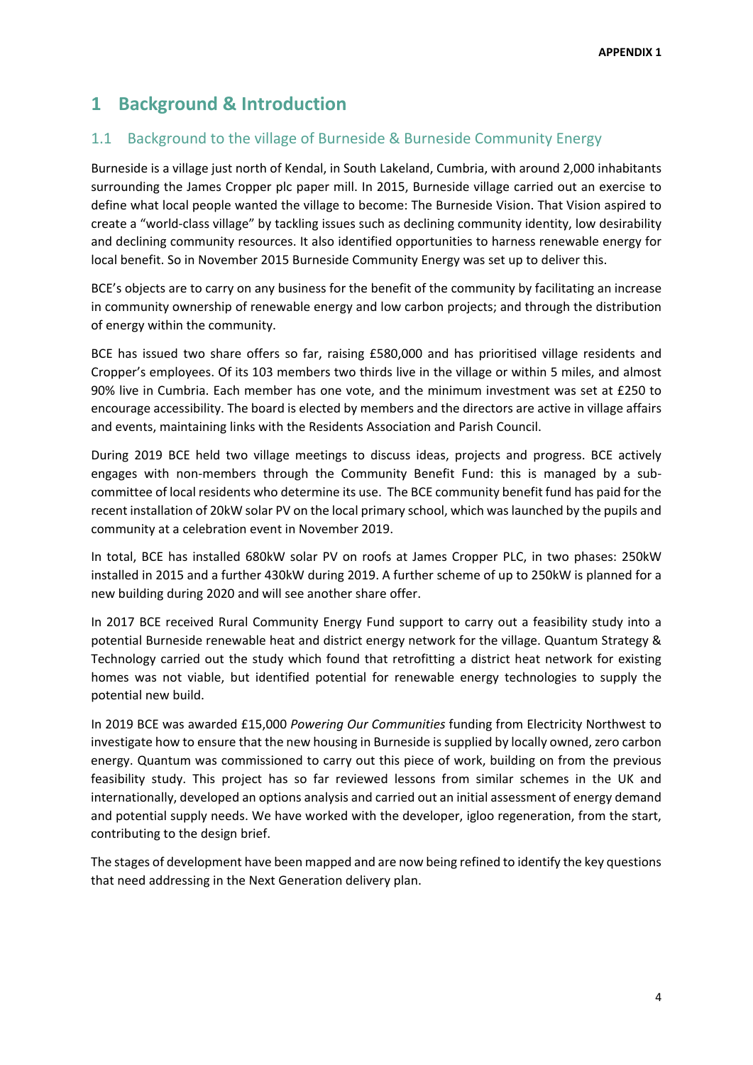# 1 Background & Introduction

## 1.1 Background to the village of Burneside & Burneside Community Energy

Burneside is a village just north of Kendal, in South Lakeland, Cumbria, with around 2,000 inhabitants surrounding the James Cropper plc paper mill. In 2015, Burneside village carried out an exercise to define what local people wanted the village to become: The Burneside Vision. That Vision aspired to create a "world-class village" by tackling issues such as declining community identity, low desirability and declining community resources. It also identified opportunities to harness renewable energy for local benefit. So in November 2015 Burneside Community Energy was set up to deliver this.

BCE's objects are to carry on any business for the benefit of the community by facilitating an increase in community ownership of renewable energy and low carbon projects; and through the distribution of energy within the community.

BCE has issued two share offers so far, raising £580,000 and has prioritised village residents and Cropper's employees. Of its 103 members two thirds live in the village or within 5 miles, and almost 90% live in Cumbria. Each member has one vote, and the minimum investment was set at £250 to encourage accessibility. The board is elected by members and the directors are active in village affairs and events, maintaining links with the Residents Association and Parish Council.

During 2019 BCE held two village meetings to discuss ideas, projects and progress. BCE actively engages with non-members through the Community Benefit Fund: this is managed by a sub-committee of local residents who determine its use. The BCE community benefit fund has paid for the recent installation of 20kW solar PV on the local primary school, which was launched by the pupils and community at a celebration event in November 2019.

In total, BCE has installed 680kW solar PV on roofs at James Cropper PLC, in two phases: 250kW installed in 2015 and a further 430kW during 2019. A further scheme of up to 250kW is planned for a new building during 2020 and will see another share offer.

In 2017 BCE received Rural Community Energy Fund support to carry out a feasibility study into a potential Burneside renewable heat and district energy network for the village. Quantum Strategy & Technology carried out the study which found that retrofitting a district heat network for existing homes was not viable, but identified potential for renewable energy technologies to supply the potential new build.

In 2019 BCE was awarded £15,000 *Powering Our Communities* funding from Electricity Northwest to investigate how to ensure that the new housing in Burneside is supplied by locally owned, zero carbon energy. Quantum was commissioned to carry out this piece of work, building on from the previous feasibility study. This project has so far reviewed lessons from similar schemes in the UK and internationally, developed an options analysis and carried out an initial assessment of energy demand and potential supply needs. We have worked with the developer, igloo regeneration, from the start, contributing to the design brief.

The stages of development have been mapped and are now being refined to identify the key questions that need addressing in the Next Generation delivery plan.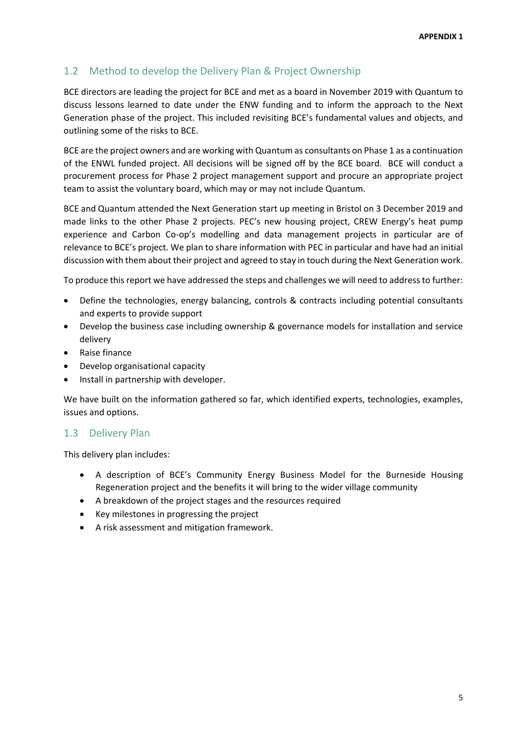## 1.2 Method to develop the Delivery Plan & Project Ownership

BCE directors are leading the project for BCE and met as a board in November 2019 with Quantum to discuss lessons learned to date under the ENW funding and to inform the approach to the Next Generation phase of the project. This included revisiting BCE's fundamental values and objects, and outlining some of the risks to BCE.

BCE are the project owners and are working with Quantum as consultants on Phase 1 as a continuation of the ENWL funded project. All decisions will be signed off by the BCE board. BCE will conduct a procurement process for Phase 2 project management support and procure an appropriate project team to assist the voluntary board, which may or may not include Quantum.

BCE and Quantum attended the Next Generation start up meeting in Bristol on 3 December 2019 and made links to the other Phase 2 projects. PEC's new housing project, CREW Energy's heat pump experience and Carbon Co-op's modelling and data management projects in particular are of relevance to BCE's project. We plan to share information with PEC in particular and have had an initial discussion with them about their project and agreed to stay in touch during the Next Generation work.

To produce this report we have addressed the steps and challenges we will need to address to further:

- Define the technologies, energy balancing, controls & contracts including potential consultants and experts to provide support
- Develop the business case including ownership & governance models for installation and service delivery
- Raise finance
- Develop organisational capacity
- Install in partnership with developer.

We have built on the information gathered so far, which identified experts, technologies, examples, issues and options.

## 1.3 Delivery Plan

This delivery plan includes:

- A description of BCE's Community Energy Business Model for the Burneside Housing Regeneration project and the benefits it will bring to the wider village community
- A breakdown of the project stages and the resources required
- Key milestones in progressing the project
- A risk assessment and mitigation framework.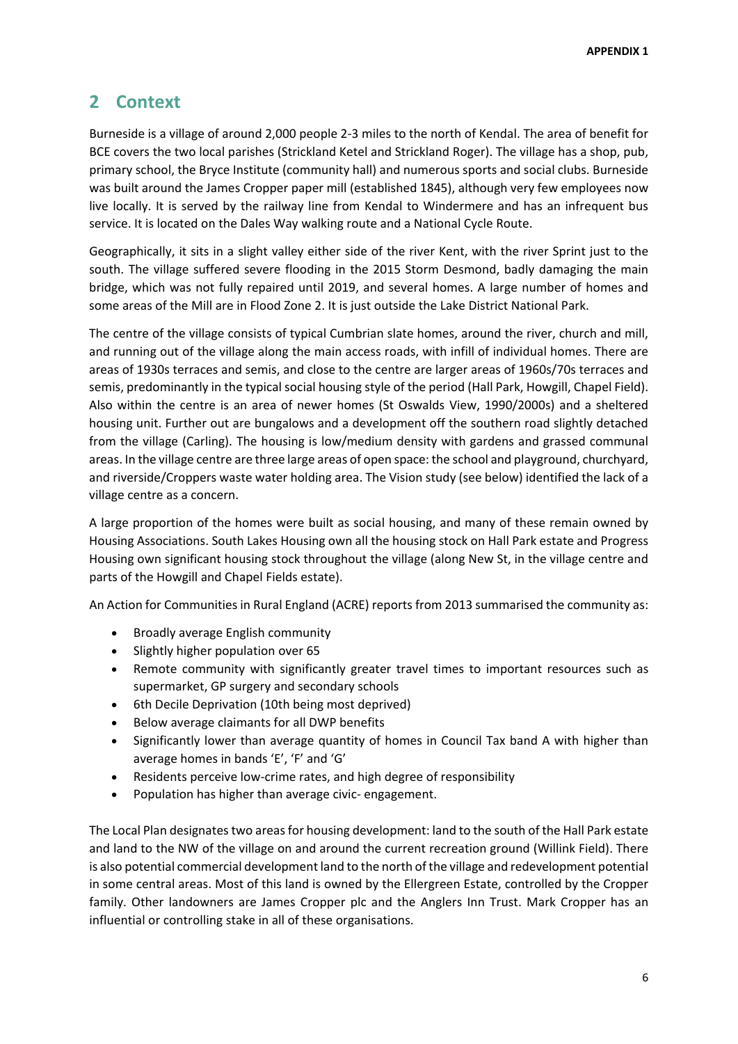## 2 Context

Burneside is a village of around 2,000 people 2-3 miles to the north of Kendal. The area of benefit for BCE covers the two local parishes (Strickland Ketel and Strickland Roger). The village has a shop, pub, primary school, the Bryce Institute (community hall) and numerous sports and social clubs. Burneside was built around the James Cropper paper mill (established 1845), although very few employees now live locally. It is served by the railway line from Kendal to Windermere and has an infrequent bus service. It is located on the Dales Way walking route and a National Cycle Route.

Geographically, it sits in a slight valley either side of the river Kent, with the river Sprint just to the south. The village suffered severe flooding in the 2015 Storm Desmond, badly damaging the main bridge, which was not fully repaired until 2019, and several homes. A large number of homes and some areas of the Mill are in Flood Zone 2. It is just outside the Lake District National Park.

The centre of the village consists of typical Cumbrian slate homes, around the river, church and mill, and running out of the village along the main access roads, with infill of individual homes. There are areas of 1930s terraces and semis, and close to the centre are larger areas of 1960s/70s terraces and semis, predominantly in the typical social housing style of the period (Hall Park, Howgill, Chapel Field). Also within the centre is an area of newer homes (St Oswalds View, 1990/2000s) and a sheltered housing unit. Further out are bungalows and a development off the southern road slightly detached from the village (Carling). The housing is low/medium density with gardens and grassed communal areas. In the village centre are three large areas of open space: the school and playground, churchyard, and riverside/Croppers waste water holding area. The Vision study (see below) identified the lack of a village centre as a concern.

A large proportion of the homes were built as social housing, and many of these remain owned by Housing Associations. South Lakes Housing own all the housing stock on Hall Park estate and Progress Housing own significant housing stock throughout the village (along New St, in the village centre and parts of the Howgill and Chapel Fields estate).

An Action for Communities in Rural England (ACRE) reports from 2013 summarised the community as:

- Broadly average English community
- Slightly higher population over 65
- Remote community with significantly greater travel times to important resources such as supermarket, GP surgery and secondary schools
- 6th Decile Deprivation (10th being most deprived)
- Below average claimants for all DWP benefits
- Significantly lower than average quantity of homes in Council Tax band A with higher than average homes in bands 'E', 'F' and 'G'
- Residents perceive low-crime rates, and high degree of responsibility
- Population has higher than average civic- engagement.

The Local Plan designates two areas for housing development: land to the south of the Hall Park estate and land to the NW of the village on and around the current recreation ground (Willink Field). There is also potential commercial development land to the north of the village and redevelopment potential in some central areas. Most of this land is owned by the Ellergreen Estate, controlled by the Cropper family. Other landowners are James Cropper plc and the Anglers Inn Trust. Mark Cropper has an influential or controlling stake in all of these organisations.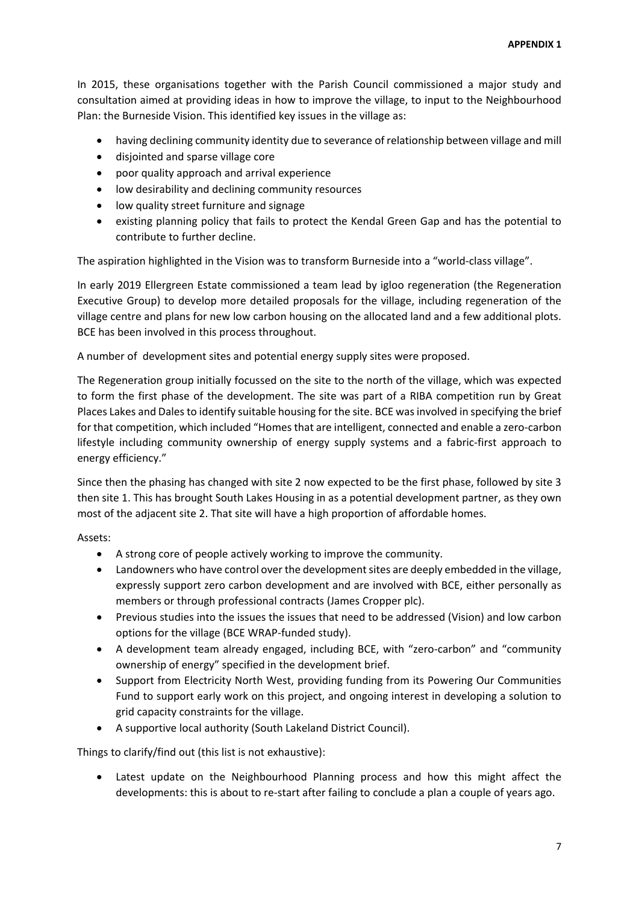**APPENDIX 1**

In 2015, these organisations together with the Parish Council commissioned a major study and consultation aimed at providing ideas in how to improve the village, to input to the Neighbourhood Plan: the Burneside Vision. This identified key issues in the village as:

- having declining community identity due to severance of relationship between village and mill
- disjointed and sparse village core
- poor quality approach and arrival experience
- low desirability and declining community resources
- low quality street furniture and signage
- existing planning policy that fails to protect the Kendal Green Gap and has the potential to contribute to further decline.

The aspiration highlighted in the Vision was to transform Burneside into a "world-class village".

In early 2019 Ellergreen Estate commissioned a team lead by igloo regeneration (the Regeneration Executive Group) to develop more detailed proposals for the village, including regeneration of the village centre and plans for new low carbon housing on the allocated land and a few additional plots. BCE has been involved in this process throughout.

A number of development sites and potential energy supply sites were proposed.

The Regeneration group initially focussed on the site to the north of the village, which was expected to form the first phase of the development. The site was part of a RIBA competition run by Great Places Lakes and Dales to identify suitable housing for the site. BCE was involved in specifying the brief for that competition, which included "Homes that are intelligent, connected and enable a zero-carbon lifestyle including community ownership of energy supply systems and a fabric-first approach to energy efficiency."

Since then the phasing has changed with site 2 now expected to be the first phase, followed by site 3 then site 1. This has brought South Lakes Housing in as a potential development partner, as they own most of the adjacent site 2. That site will have a high proportion of affordable homes.

Assets:

- A strong core of people actively working to improve the community.
- Landowners who have control over the development sites are deeply embedded in the village, expressly support zero carbon development and are involved with BCE, either personally as members or through professional contracts (James Cropper plc).
- Previous studies into the issues the issues that need to be addressed (Vision) and low carbon options for the village (BCE WRAP-funded study).
- A development team already engaged, including BCE, with "zero-carbon" and "community ownership of energy" specified in the development brief.
- Support from Electricity North West, providing funding from its Powering Our Communities Fund to support early work on this project, and ongoing interest in developing a solution to grid capacity constraints for the village.
- A supportive local authority (South Lakeland District Council).

Things to clarify/find out (this list is not exhaustive):

- Latest update on the Neighbourhood Planning process and how this might affect the developments: this is about to re-start after failing to conclude a plan a couple of years ago.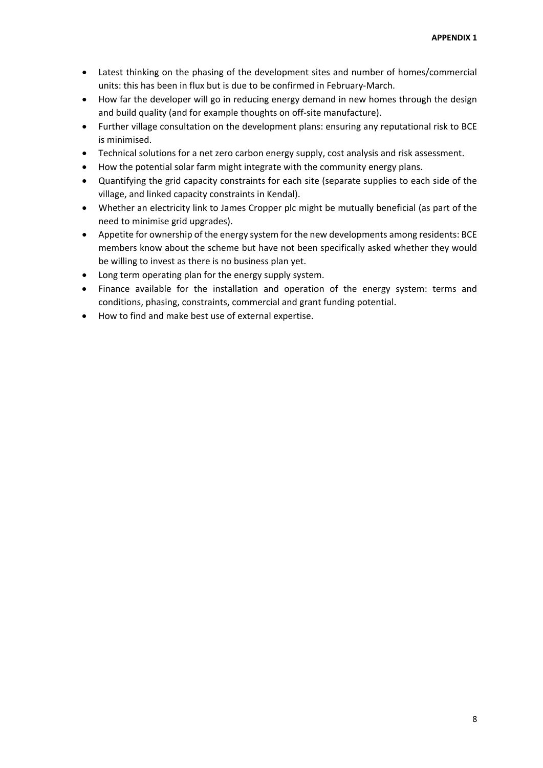- Latest thinking on the phasing of the development sites and number of homes/commercial units: this has been in flux but is due to be confirmed in February-March.
- How far the developer will go in reducing energy demand in new homes through the design and build quality (and for example thoughts on off-site manufacture).
- Further village consultation on the development plans: ensuring any reputational risk to BCE is minimised.
- Technical solutions for a net zero carbon energy supply, cost analysis and risk assessment.
- How the potential solar farm might integrate with the community energy plans.
- Quantifying the grid capacity constraints for each site (separate supplies to each side of the village, and linked capacity constraints in Kendal).
- Whether an electricity link to James Cropper plc might be mutually beneficial (as part of the need to minimise grid upgrades).
- Appetite for ownership of the energy system for the new developments among residents: BCE members know about the scheme but have not been specifically asked whether they would be willing to invest as there is no business plan yet.
- Long term operating plan for the energy supply system.
- Finance available for the installation and operation of the energy system: terms and conditions, phasing, constraints, commercial and grant funding potential.
- How to find and make best use of external expertise.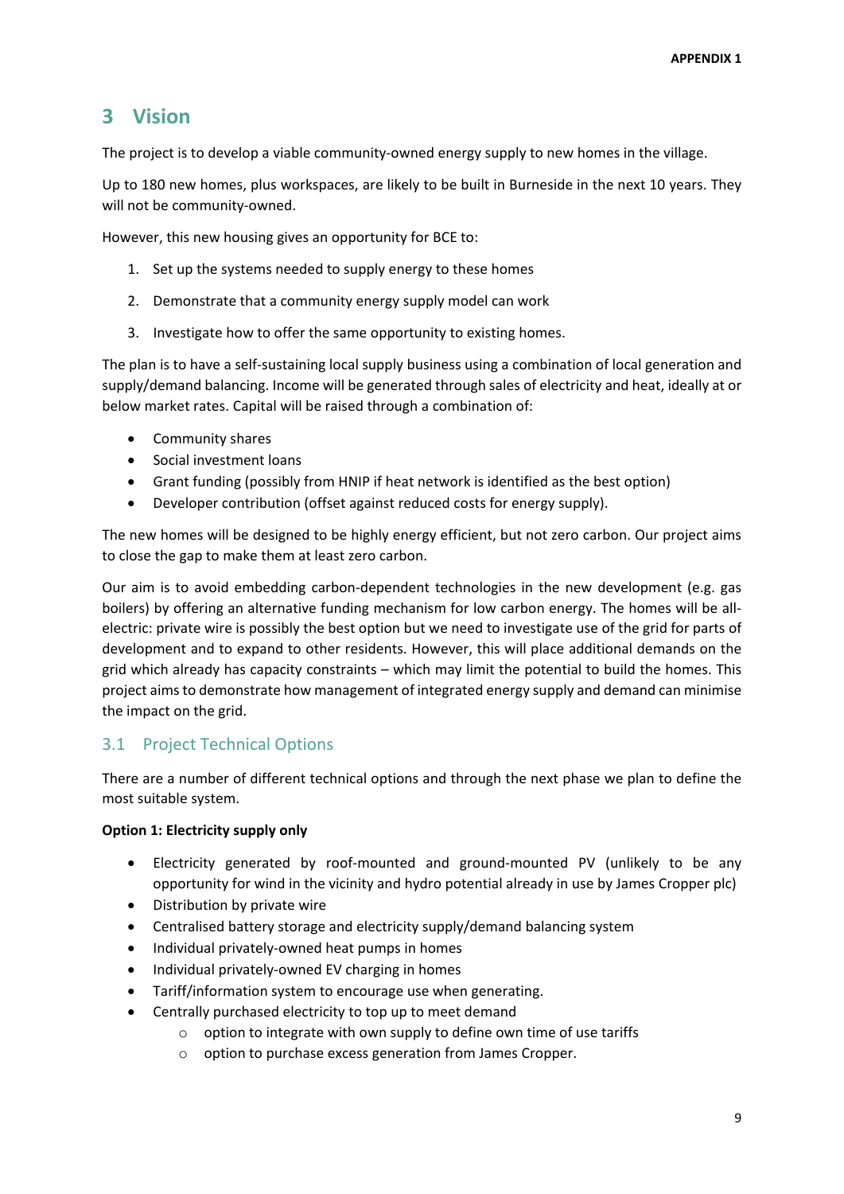# 3 Vision

The project is to develop a viable community-owned energy supply to new homes in the village.

Up to 180 new homes, plus workspaces, are likely to be built in Burneside in the next 10 years. They will not be community-owned.

However, this new housing gives an opportunity for BCE to:

1. Set up the systems needed to supply energy to these homes
2. Demonstrate that a community energy supply model can work
3. Investigate how to offer the same opportunity to existing homes.

The plan is to have a self-sustaining local supply business using a combination of local generation and supply/demand balancing. Income will be generated through sales of electricity and heat, ideally at or below market rates. Capital will be raised through a combination of:

- Community shares
- Social investment loans
- Grant funding (possibly from HNIP if heat network is identified as the best option)
- Developer contribution (offset against reduced costs for energy supply).

The new homes will be designed to be highly energy efficient, but not zero carbon. Our project aims to close the gap to make them at least zero carbon.

Our aim is to avoid embedding carbon-dependent technologies in the new development (e.g. gas boilers) by offering an alternative funding mechanism for low carbon energy. The homes will be all-electric: private wire is possibly the best option but we need to investigate use of the grid for parts of development and to expand to other residents. However, this will place additional demands on the grid which already has capacity constraints – which may limit the potential to build the homes. This project aims to demonstrate how management of integrated energy supply and demand can minimise the impact on the grid.

## 3.1 Project Technical Options

There are a number of different technical options and through the next phase we plan to define the most suitable system.

**Option 1: Electricity supply only**

- Electricity generated by roof-mounted and ground-mounted PV (unlikely to be any opportunity for wind in the vicinity and hydro potential already in use by James Cropper plc)
- Distribution by private wire
- Centralised battery storage and electricity supply/demand balancing system
- Individual privately-owned heat pumps in homes
- Individual privately-owned EV charging in homes
- Tariff/information system to encourage use when generating.
- Centrally purchased electricity to top up to meet demand
  - option to integrate with own supply to define own time of use tariffs
  - option to purchase excess generation from James Cropper.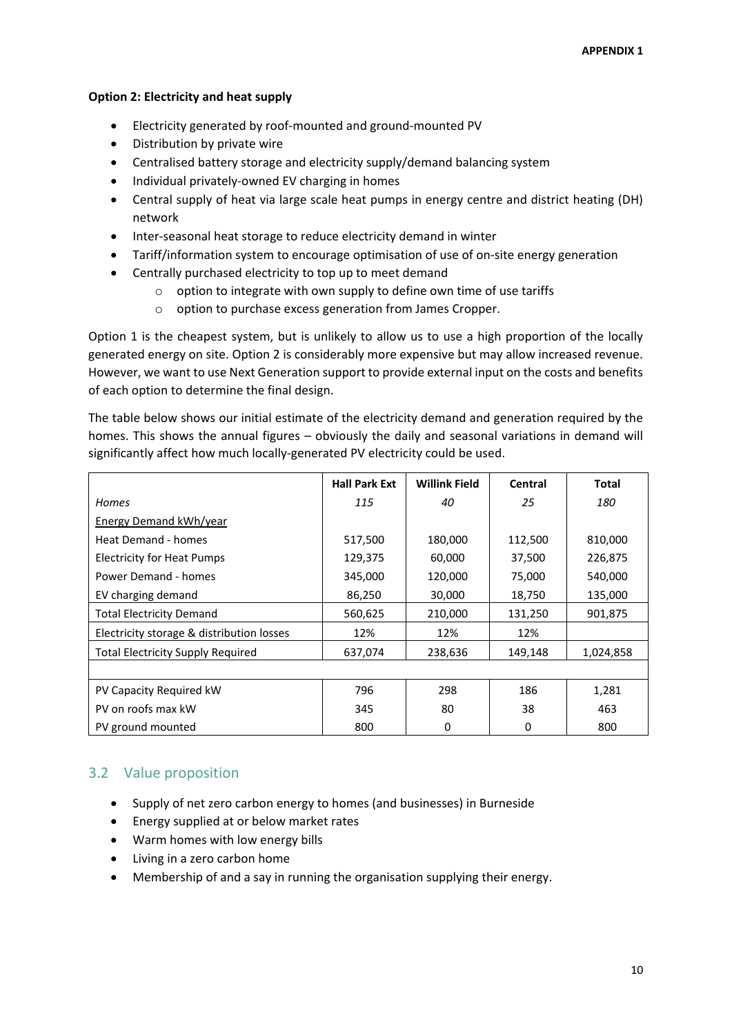**Option 2: Electricity and heat supply**

- Electricity generated by roof-mounted and ground-mounted PV
- Distribution by private wire
- Centralised battery storage and electricity supply/demand balancing system
- Individual privately-owned EV charging in homes
- Central supply of heat via large scale heat pumps in energy centre and district heating (DH) network
- Inter-seasonal heat storage to reduce electricity demand in winter
- Tariff/information system to encourage optimisation of use of on-site energy generation
- Centrally purchased electricity to top up to meet demand
  - option to integrate with own supply to define own time of use tariffs
  - option to purchase excess generation from James Cropper.

Option 1 is the cheapest system, but is unlikely to allow us to use a high proportion of the locally generated energy on site. Option 2 is considerably more expensive but may allow increased revenue. However, we want to use Next Generation support to provide external input on the costs and benefits of each option to determine the final design.

The table below shows our initial estimate of the electricity demand and generation required by the homes. This shows the annual figures – obviously the daily and seasonal variations in demand will significantly affect how much locally-generated PV electricity could be used.

| | Hall Park Ext | Willink Field | Central | Total |
|---|---|---|---|---|
| *Homes* | *115* | *40* | *25* | *180* |
| Energy Demand kWh/year | | | | |
| Heat Demand - homes | 517,500 | 180,000 | 112,500 | 810,000 |
| Electricity for Heat Pumps | 129,375 | 60,000 | 37,500 | 226,875 |
| Power Demand - homes | 345,000 | 120,000 | 75,000 | 540,000 |
| EV charging demand | 86,250 | 30,000 | 18,750 | 135,000 |
| Total Electricity Demand | 560,625 | 210,000 | 131,250 | 901,875 |
| Electricity storage & distribution losses | 12% | 12% | 12% | |
| Total Electricity Supply Required | 637,074 | 238,636 | 149,148 | 1,024,858 |
| | | | | |
| PV Capacity Required kW | 796 | 298 | 186 | 1,281 |
| PV on roofs max kW | 345 | 80 | 38 | 463 |
| PV ground mounted | 800 | 0 | 0 | 800 |

## 3.2 Value proposition

- Supply of net zero carbon energy to homes (and businesses) in Burneside
- Energy supplied at or below market rates
- Warm homes with low energy bills
- Living in a zero carbon home
- Membership of and a say in running the organisation supplying their energy.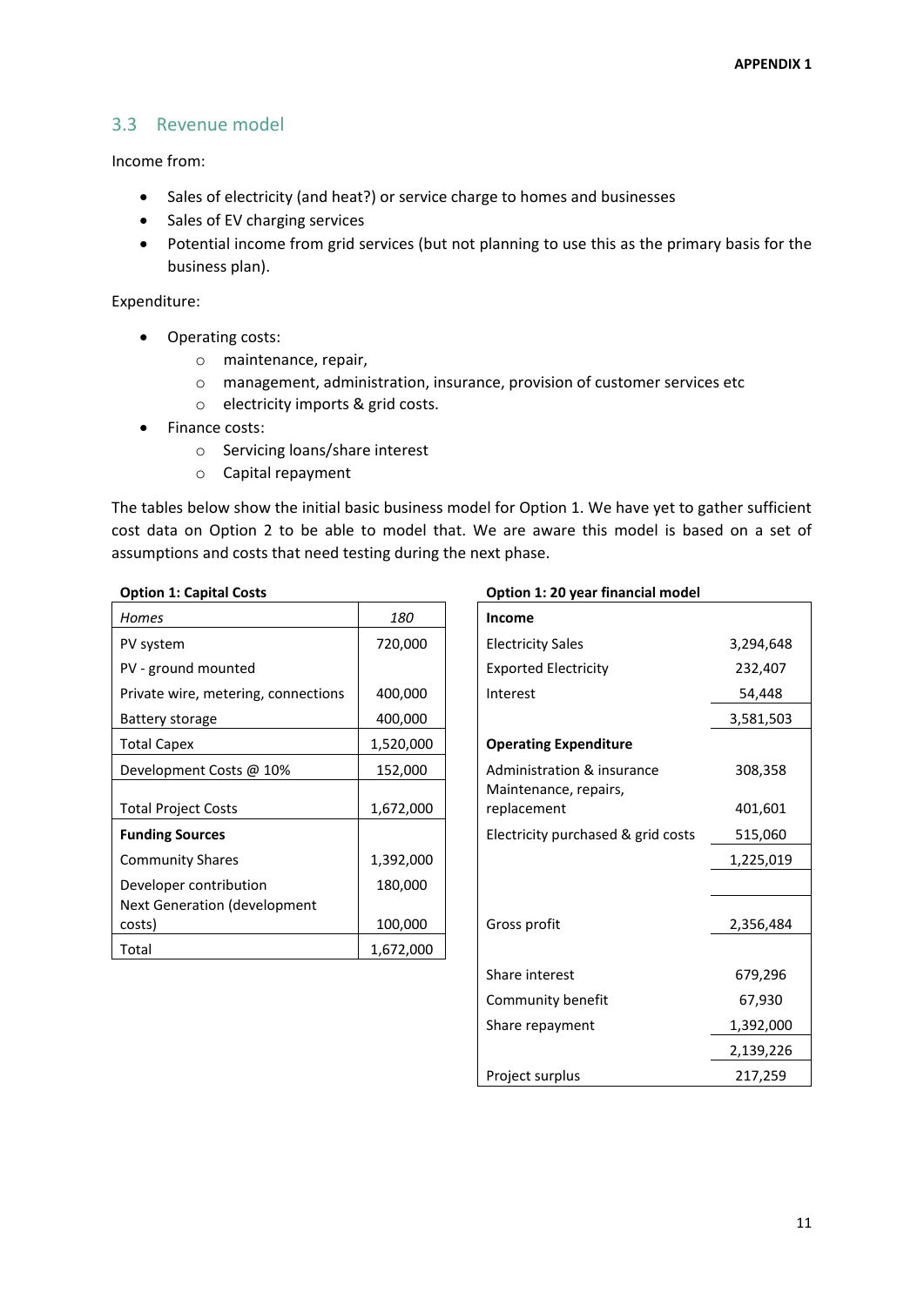## 3.3 Revenue model

Income from:

- Sales of electricity (and heat?) or service charge to homes and businesses
- Sales of EV charging services
- Potential income from grid services (but not planning to use this as the primary basis for the business plan).

Expenditure:

- Operating costs:
  - maintenance, repair,
  - management, administration, insurance, provision of customer services etc
  - electricity imports & grid costs.
- Finance costs:
  - Servicing loans/share interest
  - Capital repayment

The tables below show the initial basic business model for Option 1. We have yet to gather sufficient cost data on Option 2 to be able to model that. We are aware this model is based on a set of assumptions and costs that need testing during the next phase.

**Option 1: Capital Costs**

| *Homes* | *180* |
|---|---|
| PV system | 720,000 |
| PV - ground mounted | |
| Private wire, metering, connections | 400,000 |
| Battery storage | 400,000 |
| Total Capex | 1,520,000 |
| Development Costs @ 10% | 152,000 |
| Total Project Costs | 1,672,000 |
| **Funding Sources** | |
| Community Shares | 1,392,000 |
| Developer contribution | 180,000 |
| Next Generation (development costs) | 100,000 |
| Total | 1,672,000 |

**Option 1: 20 year financial model**

| **Income** | |
|---|---|
| Electricity Sales | 3,294,648 |
| Exported Electricity | 232,407 |
| Interest | 54,448 |
| | 3,581,503 |
| **Operating Expenditure** | |
| Administration & insurance | 308,358 |
| Maintenance, repairs, replacement | 401,601 |
| Electricity purchased & grid costs | 515,060 |
| | 1,225,019 |
| Gross profit | 2,356,484 |
| Share interest | 679,296 |
| Community benefit | 67,930 |
| Share repayment | 1,392,000 |
| | 2,139,226 |
| Project surplus | 217,259 |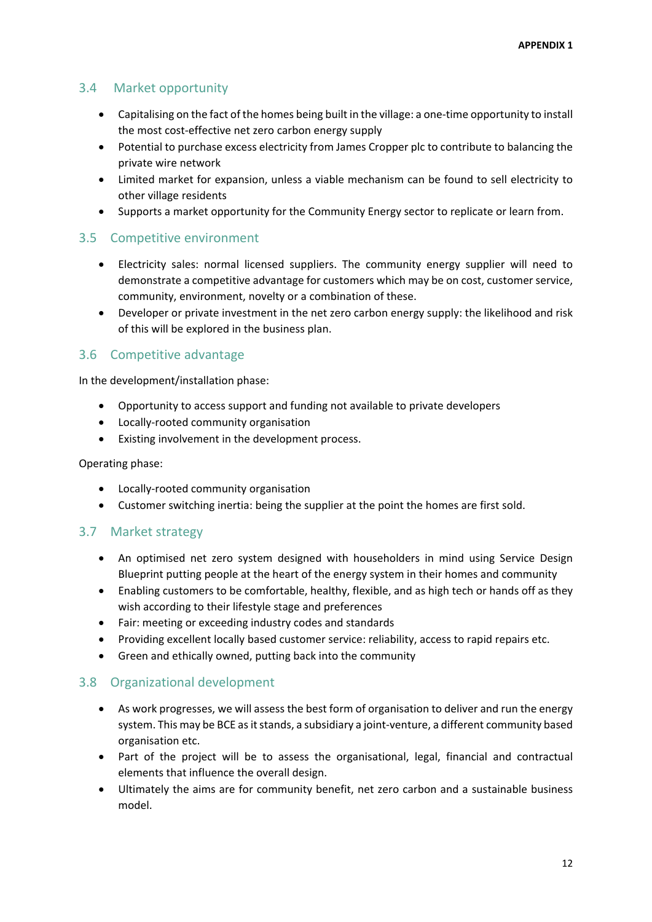## 3.4 Market opportunity

- Capitalising on the fact of the homes being built in the village: a one-time opportunity to install the most cost-effective net zero carbon energy supply
- Potential to purchase excess electricity from James Cropper plc to contribute to balancing the private wire network
- Limited market for expansion, unless a viable mechanism can be found to sell electricity to other village residents
- Supports a market opportunity for the Community Energy sector to replicate or learn from.

## 3.5 Competitive environment

- Electricity sales: normal licensed suppliers. The community energy supplier will need to demonstrate a competitive advantage for customers which may be on cost, customer service, community, environment, novelty or a combination of these.
- Developer or private investment in the net zero carbon energy supply: the likelihood and risk of this will be explored in the business plan.

## 3.6 Competitive advantage

In the development/installation phase:

- Opportunity to access support and funding not available to private developers
- Locally-rooted community organisation
- Existing involvement in the development process.

Operating phase:

- Locally-rooted community organisation
- Customer switching inertia: being the supplier at the point the homes are first sold.

## 3.7 Market strategy

- An optimised net zero system designed with householders in mind using Service Design Blueprint putting people at the heart of the energy system in their homes and community
- Enabling customers to be comfortable, healthy, flexible, and as high tech or hands off as they wish according to their lifestyle stage and preferences
- Fair: meeting or exceeding industry codes and standards
- Providing excellent locally based customer service: reliability, access to rapid repairs etc.
- Green and ethically owned, putting back into the community

## 3.8 Organizational development

- As work progresses, we will assess the best form of organisation to deliver and run the energy system. This may be BCE as it stands, a subsidiary a joint-venture, a different community based organisation etc.
- Part of the project will be to assess the organisational, legal, financial and contractual elements that influence the overall design.
- Ultimately the aims are for community benefit, net zero carbon and a sustainable business model.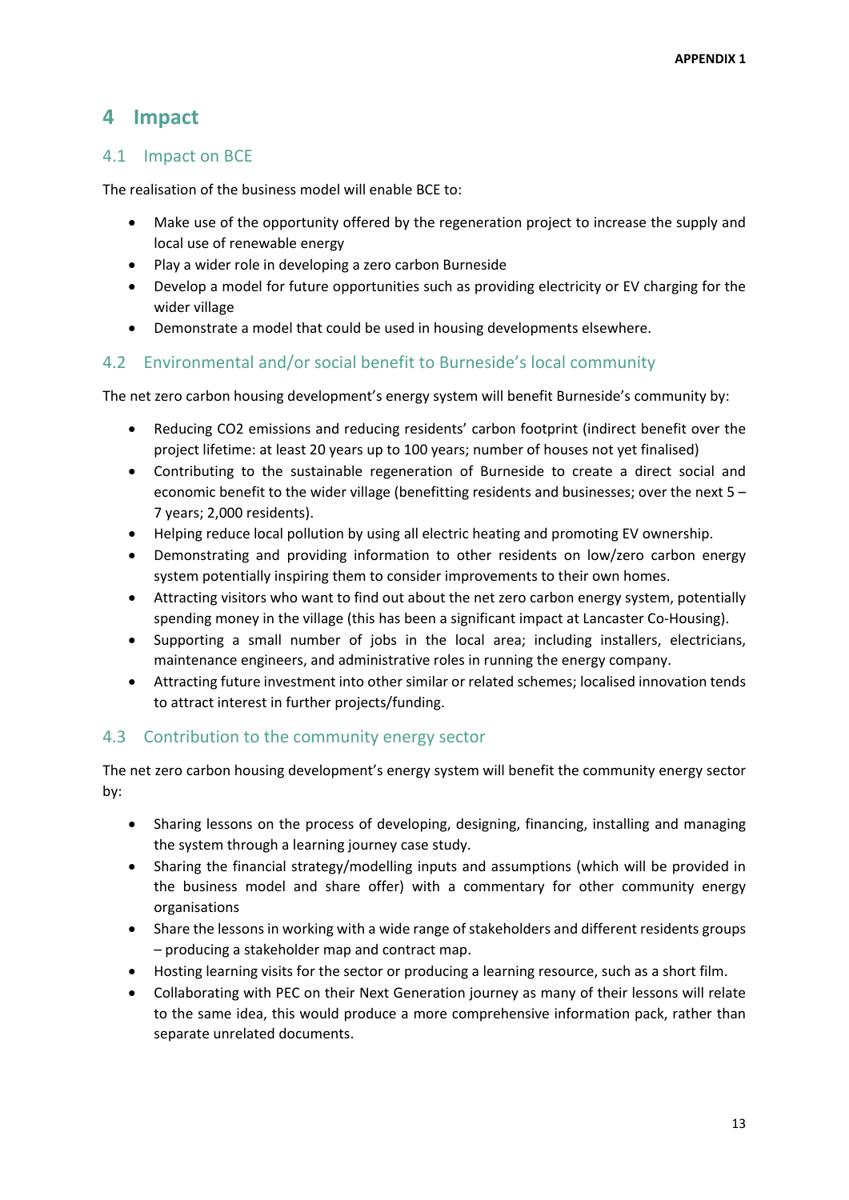# 4 Impact

## 4.1 Impact on BCE

The realisation of the business model will enable BCE to:

- Make use of the opportunity offered by the regeneration project to increase the supply and local use of renewable energy
- Play a wider role in developing a zero carbon Burneside
- Develop a model for future opportunities such as providing electricity or EV charging for the wider village
- Demonstrate a model that could be used in housing developments elsewhere.

## 4.2 Environmental and/or social benefit to Burneside's local community

The net zero carbon housing development's energy system will benefit Burneside's community by:

- Reducing CO2 emissions and reducing residents' carbon footprint (indirect benefit over the project lifetime: at least 20 years up to 100 years; number of houses not yet finalised)
- Contributing to the sustainable regeneration of Burneside to create a direct social and economic benefit to the wider village (benefitting residents and businesses; over the next 5 – 7 years; 2,000 residents).
- Helping reduce local pollution by using all electric heating and promoting EV ownership.
- Demonstrating and providing information to other residents on low/zero carbon energy system potentially inspiring them to consider improvements to their own homes.
- Attracting visitors who want to find out about the net zero carbon energy system, potentially spending money in the village (this has been a significant impact at Lancaster Co-Housing).
- Supporting a small number of jobs in the local area; including installers, electricians, maintenance engineers, and administrative roles in running the energy company.
- Attracting future investment into other similar or related schemes; localised innovation tends to attract interest in further projects/funding.

## 4.3 Contribution to the community energy sector

The net zero carbon housing development's energy system will benefit the community energy sector by:

- Sharing lessons on the process of developing, designing, financing, installing and managing the system through a learning journey case study.
- Sharing the financial strategy/modelling inputs and assumptions (which will be provided in the business model and share offer) with a commentary for other community energy organisations
- Share the lessons in working with a wide range of stakeholders and different residents groups – producing a stakeholder map and contract map.
- Hosting learning visits for the sector or producing a learning resource, such as a short film.
- Collaborating with PEC on their Next Generation journey as many of their lessons will relate to the same idea, this would produce a more comprehensive information pack, rather than separate unrelated documents.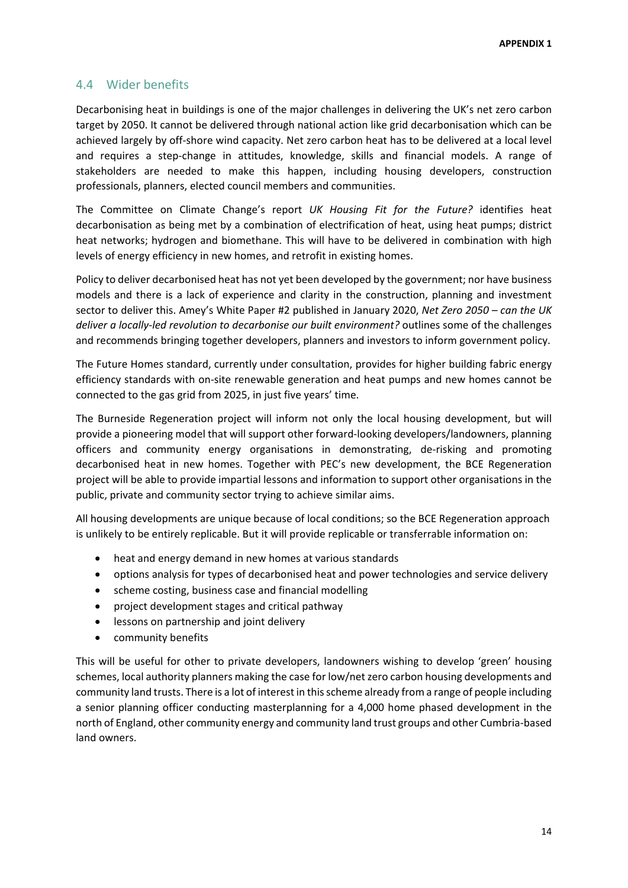## 4.4 Wider benefits

Decarbonising heat in buildings is one of the major challenges in delivering the UK's net zero carbon target by 2050. It cannot be delivered through national action like grid decarbonisation which can be achieved largely by off-shore wind capacity. Net zero carbon heat has to be delivered at a local level and requires a step-change in attitudes, knowledge, skills and financial models. A range of stakeholders are needed to make this happen, including housing developers, construction professionals, planners, elected council members and communities.

The Committee on Climate Change's report *UK Housing Fit for the Future?* identifies heat decarbonisation as being met by a combination of electrification of heat, using heat pumps; district heat networks; hydrogen and biomethane. This will have to be delivered in combination with high levels of energy efficiency in new homes, and retrofit in existing homes.

Policy to deliver decarbonised heat has not yet been developed by the government; nor have business models and there is a lack of experience and clarity in the construction, planning and investment sector to deliver this. Amey's White Paper #2 published in January 2020, *Net Zero 2050 – can the UK deliver a locally-led revolution to decarbonise our built environment?* outlines some of the challenges and recommends bringing together developers, planners and investors to inform government policy.

The Future Homes standard, currently under consultation, provides for higher building fabric energy efficiency standards with on-site renewable generation and heat pumps and new homes cannot be connected to the gas grid from 2025, in just five years' time.

The Burneside Regeneration project will inform not only the local housing development, but will provide a pioneering model that will support other forward-looking developers/landowners, planning officers and community energy organisations in demonstrating, de-risking and promoting decarbonised heat in new homes. Together with PEC's new development, the BCE Regeneration project will be able to provide impartial lessons and information to support other organisations in the public, private and community sector trying to achieve similar aims.

All housing developments are unique because of local conditions; so the BCE Regeneration approach is unlikely to be entirely replicable. But it will provide replicable or transferrable information on:

- heat and energy demand in new homes at various standards
- options analysis for types of decarbonised heat and power technologies and service delivery
- scheme costing, business case and financial modelling
- project development stages and critical pathway
- lessons on partnership and joint delivery
- community benefits

This will be useful for other to private developers, landowners wishing to develop 'green' housing schemes, local authority planners making the case for low/net zero carbon housing developments and community land trusts. There is a lot of interest in this scheme already from a range of people including a senior planning officer conducting masterplanning for a 4,000 home phased development in the north of England, other community energy and community land trust groups and other Cumbria-based land owners.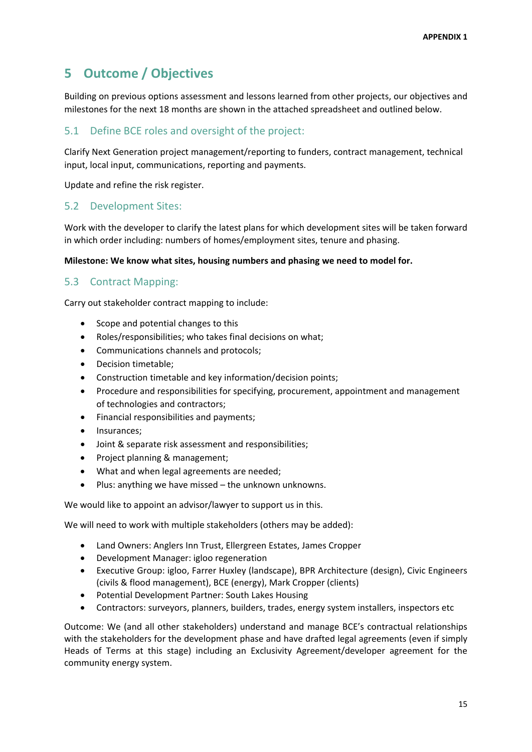# 5 Outcome / Objectives

Building on previous options assessment and lessons learned from other projects, our objectives and milestones for the next 18 months are shown in the attached spreadsheet and outlined below.

## 5.1 Define BCE roles and oversight of the project:

Clarify Next Generation project management/reporting to funders, contract management, technical input, local input, communications, reporting and payments.

Update and refine the risk register.

## 5.2 Development Sites:

Work with the developer to clarify the latest plans for which development sites will be taken forward in which order including: numbers of homes/employment sites, tenure and phasing.

**Milestone: We know what sites, housing numbers and phasing we need to model for.**

## 5.3 Contract Mapping:

Carry out stakeholder contract mapping to include:

- Scope and potential changes to this
- Roles/responsibilities; who takes final decisions on what;
- Communications channels and protocols;
- Decision timetable;
- Construction timetable and key information/decision points;
- Procedure and responsibilities for specifying, procurement, appointment and management of technologies and contractors;
- Financial responsibilities and payments;
- Insurances;
- Joint & separate risk assessment and responsibilities;
- Project planning & management;
- What and when legal agreements are needed;
- Plus: anything we have missed – the unknown unknowns.

We would like to appoint an advisor/lawyer to support us in this.

We will need to work with multiple stakeholders (others may be added):

- Land Owners: Anglers Inn Trust, Ellergreen Estates, James Cropper
- Development Manager: igloo regeneration
- Executive Group: igloo, Farrer Huxley (landscape), BPR Architecture (design), Civic Engineers (civils & flood management), BCE (energy), Mark Cropper (clients)
- Potential Development Partner: South Lakes Housing
- Contractors: surveyors, planners, builders, trades, energy system installers, inspectors etc

Outcome: We (and all other stakeholders) understand and manage BCE's contractual relationships with the stakeholders for the development phase and have drafted legal agreements (even if simply Heads of Terms at this stage) including an Exclusivity Agreement/developer agreement for the community energy system.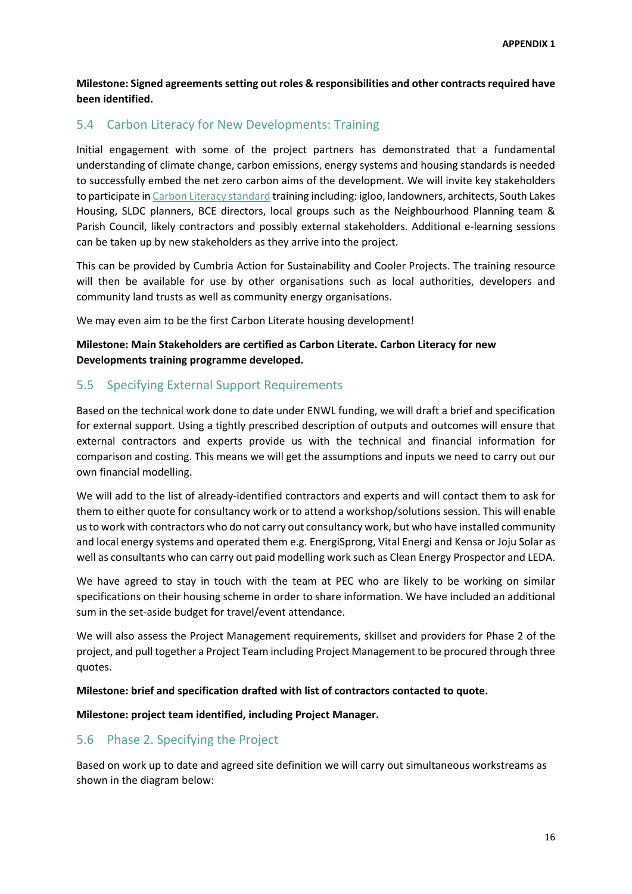**Milestone: Signed agreements setting out roles & responsibilities and other contracts required have been identified.**

## 5.4 Carbon Literacy for New Developments: Training

Initial engagement with some of the project partners has demonstrated that a fundamental understanding of climate change, carbon emissions, energy systems and housing standards is needed to successfully embed the net zero carbon aims of the development. We will invite key stakeholders to participate in Carbon Literacy standard training including: igloo, landowners, architects, South Lakes Housing, SLDC planners, BCE directors, local groups such as the Neighbourhood Planning team & Parish Council, likely contractors and possibly external stakeholders. Additional e-learning sessions can be taken up by new stakeholders as they arrive into the project.

This can be provided by Cumbria Action for Sustainability and Cooler Projects. The training resource will then be available for use by other organisations such as local authorities, developers and community land trusts as well as community energy organisations.

We may even aim to be the first Carbon Literate housing development!

**Milestone: Main Stakeholders are certified as Carbon Literate. Carbon Literacy for new Developments training programme developed.**

## 5.5 Specifying External Support Requirements

Based on the technical work done to date under ENWL funding, we will draft a brief and specification for external support. Using a tightly prescribed description of outputs and outcomes will ensure that external contractors and experts provide us with the technical and financial information for comparison and costing. This means we will get the assumptions and inputs we need to carry out our own financial modelling.

We will add to the list of already-identified contractors and experts and will contact them to ask for them to either quote for consultancy work or to attend a workshop/solutions session. This will enable us to work with contractors who do not carry out consultancy work, but who have installed community and local energy systems and operated them e.g. EnergiSprong, Vital Energi and Kensa or Joju Solar as well as consultants who can carry out paid modelling work such as Clean Energy Prospector and LEDA.

We have agreed to stay in touch with the team at PEC who are likely to be working on similar specifications on their housing scheme in order to share information. We have included an additional sum in the set-aside budget for travel/event attendance.

We will also assess the Project Management requirements, skillset and providers for Phase 2 of the project, and pull together a Project Team including Project Management to be procured through three quotes.

**Milestone: brief and specification drafted with list of contractors contacted to quote.**

**Milestone: project team identified, including Project Manager.**

## 5.6 Phase 2. Specifying the Project

Based on work up to date and agreed site definition we will carry out simultaneous workstreams as shown in the diagram below: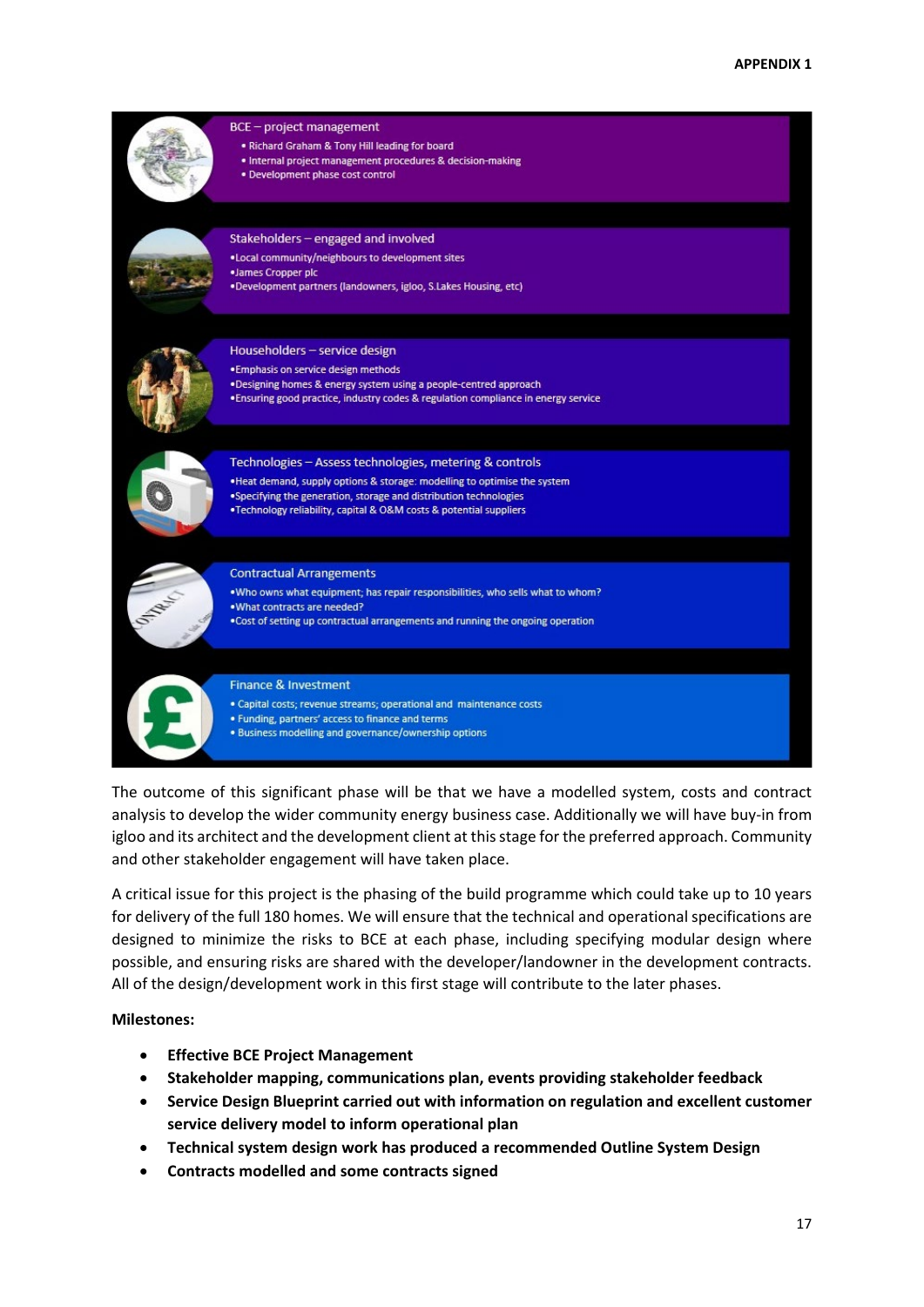APPENDIX 1

BCE – project management
- Richard Graham & Tony Hill leading for board
- Internal project management procedures & decision-making
- Development phase cost control

Stakeholders – engaged and involved
- Local community/neighbours to development sites
- James Cropper plc
- Development partners (landowners, igloo, S.Lakes Housing, etc)

Householders – service design
- Emphasis on service design methods
- Designing homes & energy system using a people-centred approach
- Ensuring good practice, industry codes & regulation compliance in energy service

Technologies – Assess technologies, metering & controls
- Heat demand, supply options & storage: modelling to optimise the system
- Specifying the generation, storage and distribution technologies
- Technology reliability, capital & O&M costs & potential suppliers

Contractual Arrangements
- Who owns what equipment; has repair responsibilities, who sells what to whom?
- What contracts are needed?
- Cost of setting up contractual arrangements and running the ongoing operation

Finance & Investment
- Capital costs; revenue streams; operational and maintenance costs
- Funding, partners' access to finance and terms
- Business modelling and governance/ownership options

The outcome of this significant phase will be that we have a modelled system, costs and contract analysis to develop the wider community energy business case. Additionally we will have buy-in from igloo and its architect and the development client at this stage for the preferred approach. Community and other stakeholder engagement will have taken place.

A critical issue for this project is the phasing of the build programme which could take up to 10 years for delivery of the full 180 homes. We will ensure that the technical and operational specifications are designed to minimize the risks to BCE at each phase, including specifying modular design where possible, and ensuring risks are shared with the developer/landowner in the development contracts. All of the design/development work in this first stage will contribute to the later phases.

**Milestones:**

- **Effective BCE Project Management**
- **Stakeholder mapping, communications plan, events providing stakeholder feedback**
- **Service Design Blueprint carried out with information on regulation and excellent customer service delivery model to inform operational plan**
- **Technical system design work has produced a recommended Outline System Design**
- **Contracts modelled and some contracts signed**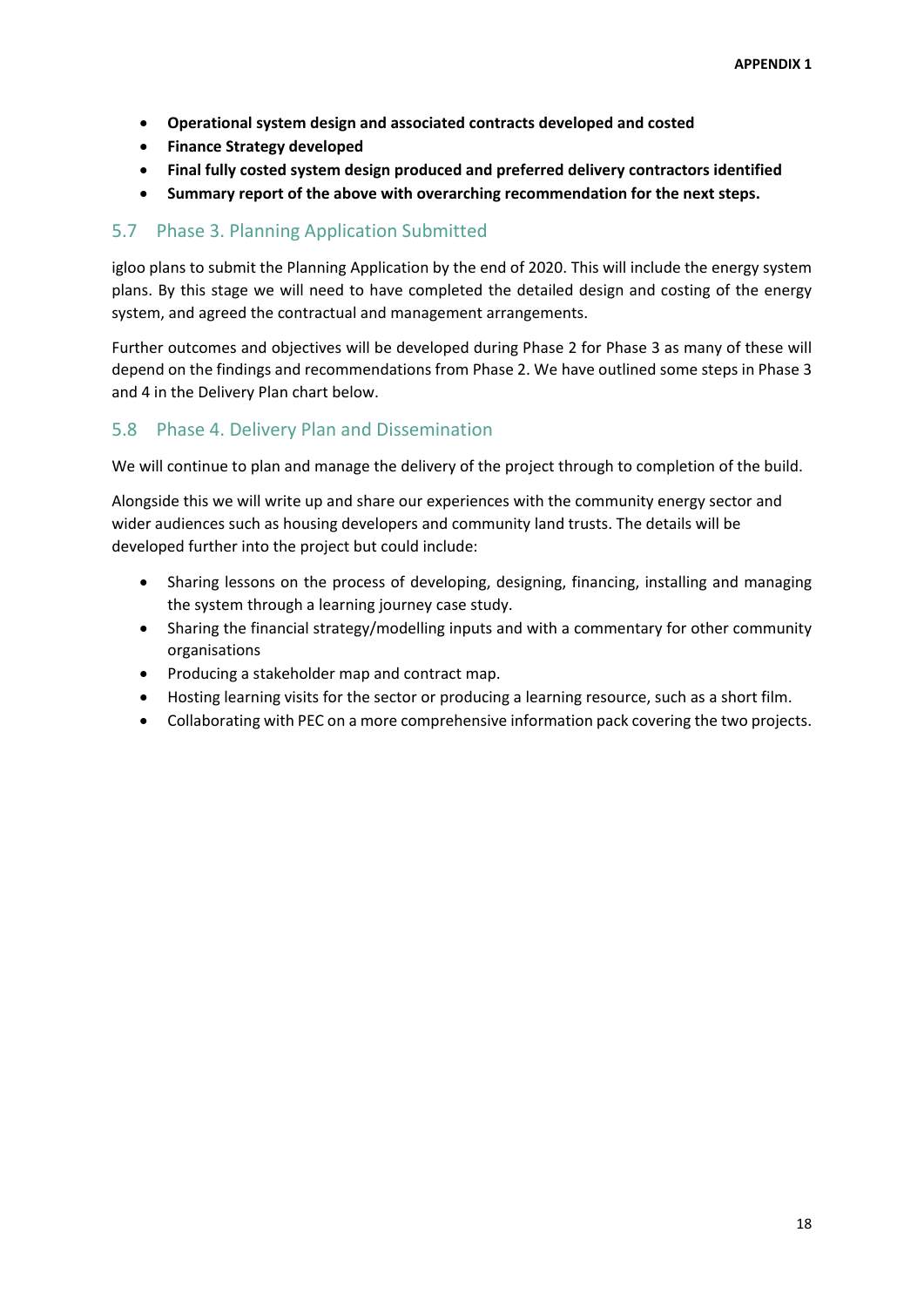- **Operational system design and associated contracts developed and costed**
- **Finance Strategy developed**
- **Final fully costed system design produced and preferred delivery contractors identified**
- **Summary report of the above with overarching recommendation for the next steps.**

## 5.7 Phase 3. Planning Application Submitted

igloo plans to submit the Planning Application by the end of 2020. This will include the energy system plans. By this stage we will need to have completed the detailed design and costing of the energy system, and agreed the contractual and management arrangements.

Further outcomes and objectives will be developed during Phase 2 for Phase 3 as many of these will depend on the findings and recommendations from Phase 2. We have outlined some steps in Phase 3 and 4 in the Delivery Plan chart below.

## 5.8 Phase 4. Delivery Plan and Dissemination

We will continue to plan and manage the delivery of the project through to completion of the build.

Alongside this we will write up and share our experiences with the community energy sector and wider audiences such as housing developers and community land trusts. The details will be developed further into the project but could include:

- Sharing lessons on the process of developing, designing, financing, installing and managing the system through a learning journey case study.
- Sharing the financial strategy/modelling inputs and with a commentary for other community organisations
- Producing a stakeholder map and contract map.
- Hosting learning visits for the sector or producing a learning resource, such as a short film.
- Collaborating with PEC on a more comprehensive information pack covering the two projects.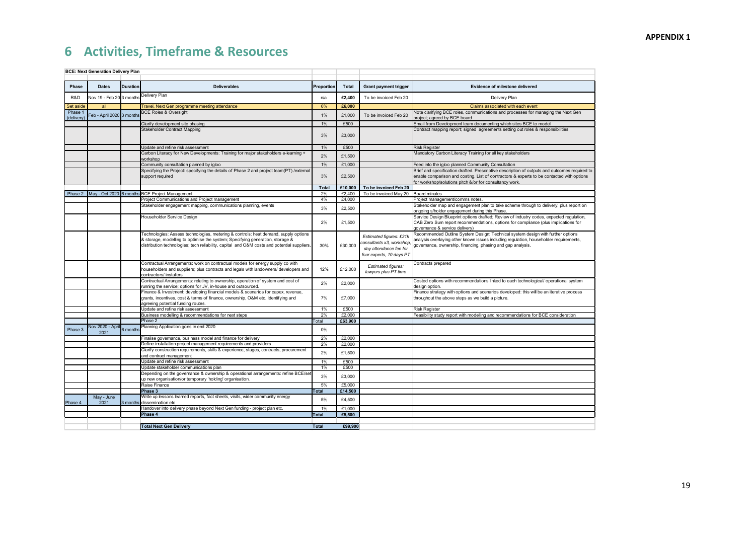**APPENDIX 1**

# 6 Activities, Timeframe & Resources

**BCE: Next Generation Delivery Plan**

| Phase | Dates | Duration | Deliverables | Proportion | Total | Grant payment trigger | Evidence of milestone delivered |
|---|---|---|---|---|---|---|---|
| R&D | Nov 19 - Feb 20 | 3 months | Delivery Plan | n/a | **£2,400** | To be invoiced Feb 20 | Delivery Plan |
| Set aside | all | | Travel, Next Gen programme meeting attendance | 6% | **£6,000** | | Claims associated with each event |
| Phase 1 (delivery) | Feb - April 2020 | 3 months | BCE Roles & Oversight | 1% | £1,000 | To be invoiced Feb 20 | Note clarifying BCE roles, communications and processes for managing the Next Gen project; agreed by BCE board |
| | | | Clarify development site phasing | 1% | £500 | | Email from Development team documenting which sites BCE to model |
| | | | Stakeholder Contract Mapping | 3% | £3,000 | | Contract mapping report; signed agreements setting out roles & responsibilities |
| | | | Update and refine risk assessment | 1% | £500 | | Risk Register |
| | | | Carbon Literacy for New Developments: Training for major stakeholders e-learning + workshop | 2% | £1,500 | | Mandatory Carbon Literacy Training for all key stakeholders |
| | | | Community consultation planned by igloo | 1% | £1,000 | | Feed into the igloo planned Community Consultation |
| | | | Specifying the Project: specifying the details of Phase 2 and project team(PT) /external support required | 3% | £2,500 | | Brief and specification drafted. Prescriptive description of outputs and outcomes required to enable comparison and costing. List of contractors & experts to be contacted with options for workshop/solutions pitch &/or for consultancy work. |
| | | | | **Total** | **£10,000** | **To be invoiced Feb 20** | |
| Phase 2 | May - Oct 2020 | 6 months | BCE Project Management | 2% | £2,400 | To be invoiced May 20 | Board minutes |
| | | | Project Communications and Project management | 4% | £4,000 | | Project management/comms notes. |
| | | | Stakeholder engagement mapping, communications planning, events | 3% | £2,500 | | Stakeholder map and engagement plan to take scheme through to delivery; plus report on ongoing s/holder engagement during this Phase. |
| | | | Householder Service Design | 2% | £1,500 | | Service Design Blueprint options drafted; Review of industry codes, expected regulation, CAB Zero Sum report recommendations, options for compliance (plus implications for governance & service delivery) |
| | | | Technologies: Assess technologies, metering & controls: heat demand, supply options & storage, modelling to optimise the system; Specifying generation, storage & distribution technologies; tech reliability, capital and O&M costs and potential suppliers. | 30% | £30,000 | *Estimated figures: £21k consultants x3, workshop, day attendance fee for four experts, 10 days PT* | Recommended Outline System Design: Technical system design with further options analysis overlaying other known issues including regulation, householder requirements, governance, ownership, financing, phasing and gap analysis. |
| | | | Contractual Arrangements: work on contractual models for energy supply co with householders and suppliers; plus contracts and legals with landowners/ developers and contractors/ installers | 12% | £12,000 | *Estimated figures: lawyers plus PT time* | Contracts prepared |
| | | | Contractual Arrangements: relating to ownership, operation of system and cost of running the service; options for JV, in-house and outsourced. | 2% | £2,000 | | Costed options with recommendations linked to each technological/ operational system design option. |
| | | | Finance & Investment: developing financial models & scenarios for capex, revenue, grants, incentives, cost & terms of finance, ownership, O&M etc. Identifying and agreeing potential funding routes. | 7% | £7,000 | | Finance strategy with options and scenarios developed: this will be an iterative process throughout the above steps as we build a picture. |
| | | | Update and refine risk assessment | 1% | £500 | | Risk Register |
| | | | Business modelling & recommendations for next steps | 2% | £2,000 | | Feasibility study report with modelling and recommendations for BCE consideration |
| | | | Phase 2 | Total | **£63,900** | | |
| Phase 3 | Nov 2020 - April 2021 | 6 months | Planning Application goes in end 2020 | 0% | | | |
| | | | Finalise governance, business model and finance for delivery | 2% | £2,000 | | |
| | | | Define installation project management requirements and providers | 2% | £2,000 | | |
| | | | Clarify construction requirements, skills & experience, stages, contracts, procurement and contract management | 2% | £1,500 | | |
| | | | Update and refine risk assessment | 1% | £500 | | |
| | | | Update stakeholder communications plan | 1% | £500 | | |
| | | | Depending on the governance & ownership & operational arrangements: refine BCE/set up new organisation/or temporary 'holding' organisation. | 3% | £3,000 | | |
| | | | Raise Finance | 5% | £5,000 | | |
| | | | **Phase 3** | **Total** | **£14,500** | | |
| Phase 4 | May - June 2021 | 3 months | Write up lessons learned reports, fact sheets, visits, wider community energy dissemination etc | 5% | £4,500 | | |
| | | | Handover into delivery phase beyond Next Gen funding - project plan etc. | 1% | £1,000 | | |
| | | | **Phase 4** | **Total** | **£5,500** | | |
| | | | **Total Next Gen Delivery** | **Total** | **£99,900** | | |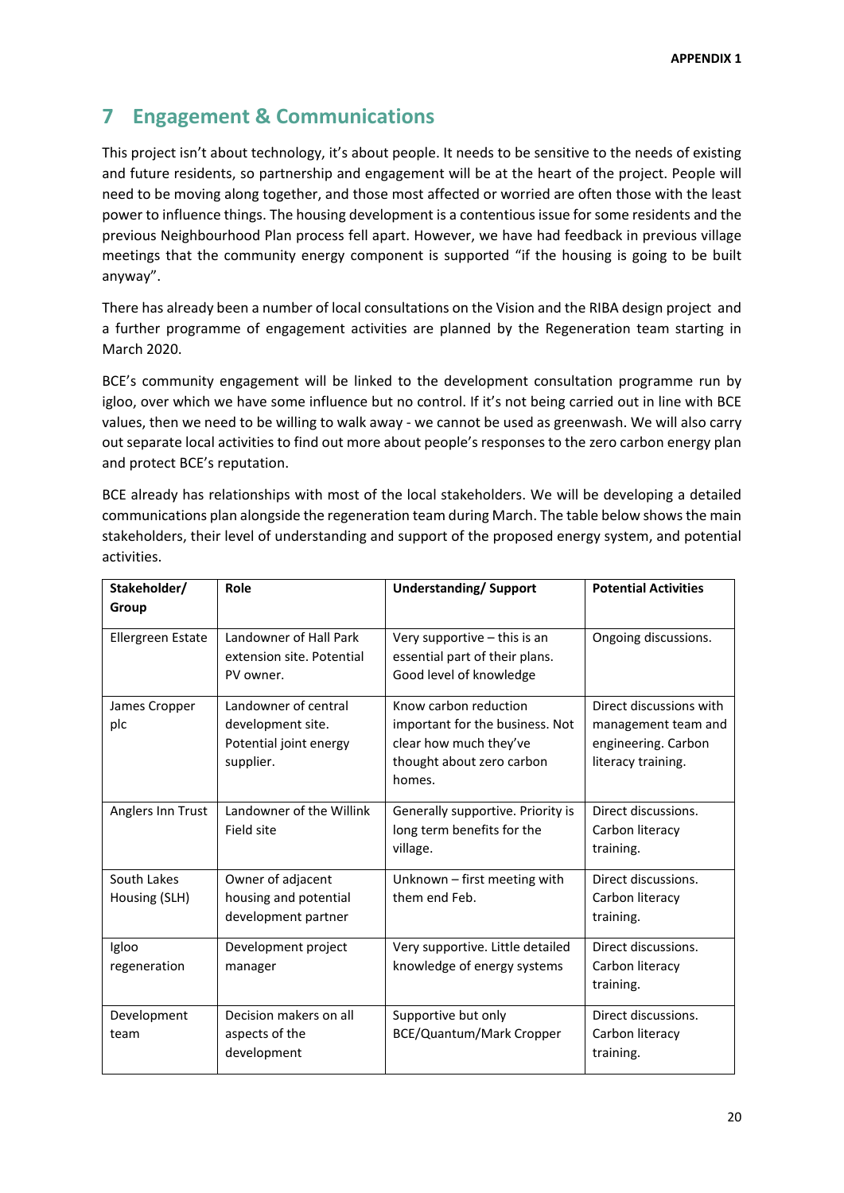## 7 Engagement & Communications

This project isn't about technology, it's about people. It needs to be sensitive to the needs of existing and future residents, so partnership and engagement will be at the heart of the project. People will need to be moving along together, and those most affected or worried are often those with the least power to influence things. The housing development is a contentious issue for some residents and the previous Neighbourhood Plan process fell apart. However, we have had feedback in previous village meetings that the community energy component is supported "if the housing is going to be built anyway".

There has already been a number of local consultations on the Vision and the RIBA design project and a further programme of engagement activities are planned by the Regeneration team starting in March 2020.

BCE's community engagement will be linked to the development consultation programme run by igloo, over which we have some influence but no control. If it's not being carried out in line with BCE values, then we need to be willing to walk away - we cannot be used as greenwash. We will also carry out separate local activities to find out more about people's responses to the zero carbon energy plan and protect BCE's reputation.

BCE already has relationships with most of the local stakeholders. We will be developing a detailed communications plan alongside the regeneration team during March. The table below shows the main stakeholders, their level of understanding and support of the proposed energy system, and potential activities.

| Stakeholder/ Group | Role | Understanding/ Support | Potential Activities |
|---|---|---|---|
| Ellergreen Estate | Landowner of Hall Park extension site. Potential PV owner. | Very supportive – this is an essential part of their plans. Good level of knowledge | Ongoing discussions. |
| James Cropper plc | Landowner of central development site. Potential joint energy supplier. | Know carbon reduction important for the business. Not clear how much they've thought about zero carbon homes. | Direct discussions with management team and engineering. Carbon literacy training. |
| Anglers Inn Trust | Landowner of the Willink Field site | Generally supportive. Priority is long term benefits for the village. | Direct discussions. Carbon literacy training. |
| South Lakes Housing (SLH) | Owner of adjacent housing and potential development partner | Unknown – first meeting with them end Feb. | Direct discussions. Carbon literacy training. |
| Igloo regeneration | Development project manager | Very supportive. Little detailed knowledge of energy systems | Direct discussions. Carbon literacy training. |
| Development team | Decision makers on all aspects of the development | Supportive but only BCE/Quantum/Mark Cropper | Direct discussions. Carbon literacy training. |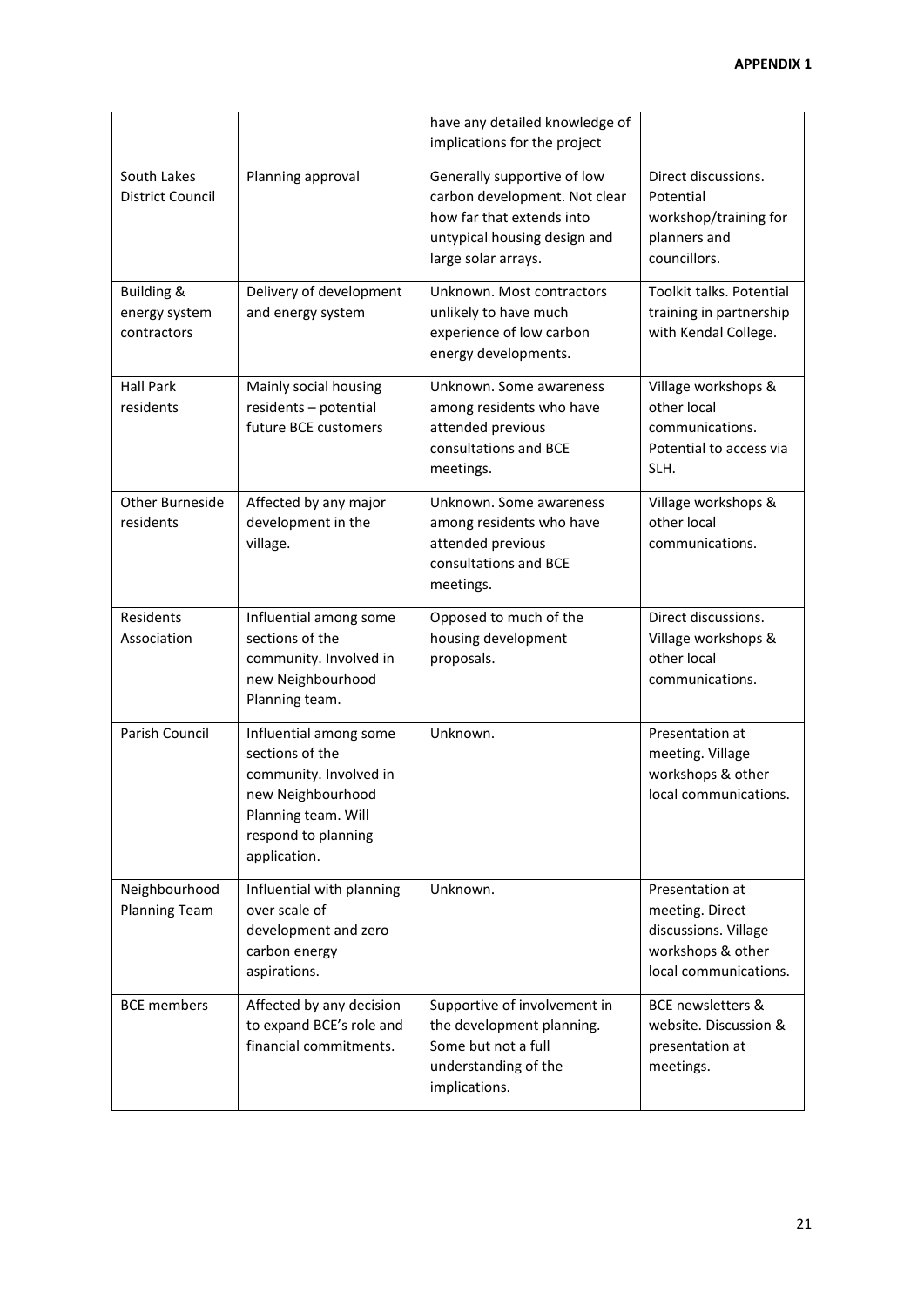**APPENDIX 1**

| | | | |
|---|---|---|---|
| | | have any detailed knowledge of implications for the project | |
| South Lakes District Council | Planning approval | Generally supportive of low carbon development. Not clear how far that extends into untypical housing design and large solar arrays. | Direct discussions. Potential workshop/training for planners and councillors. |
| Building & energy system contractors | Delivery of development and energy system | Unknown. Most contractors unlikely to have much experience of low carbon energy developments. | Toolkit talks. Potential training in partnership with Kendal College. |
| Hall Park residents | Mainly social housing residents – potential future BCE customers | Unknown. Some awareness among residents who have attended previous consultations and BCE meetings. | Village workshops & other local communications. Potential to access via SLH. |
| Other Burneside residents | Affected by any major development in the village. | Unknown. Some awareness among residents who have attended previous consultations and BCE meetings. | Village workshops & other local communications. |
| Residents Association | Influential among some sections of the community. Involved in new Neighbourhood Planning team. | Opposed to much of the housing development proposals. | Direct discussions. Village workshops & other local communications. |
| Parish Council | Influential among some sections of the community. Involved in new Neighbourhood Planning team. Will respond to planning application. | Unknown. | Presentation at meeting. Village workshops & other local communications. |
| Neighbourhood Planning Team | Influential with planning over scale of development and zero carbon energy aspirations. | Unknown. | Presentation at meeting. Direct discussions. Village workshops & other local communications. |
| BCE members | Affected by any decision to expand BCE's role and financial commitments. | Supportive of involvement in the development planning. Some but not a full understanding of the implications. | BCE newsletters & website. Discussion & presentation at meetings. |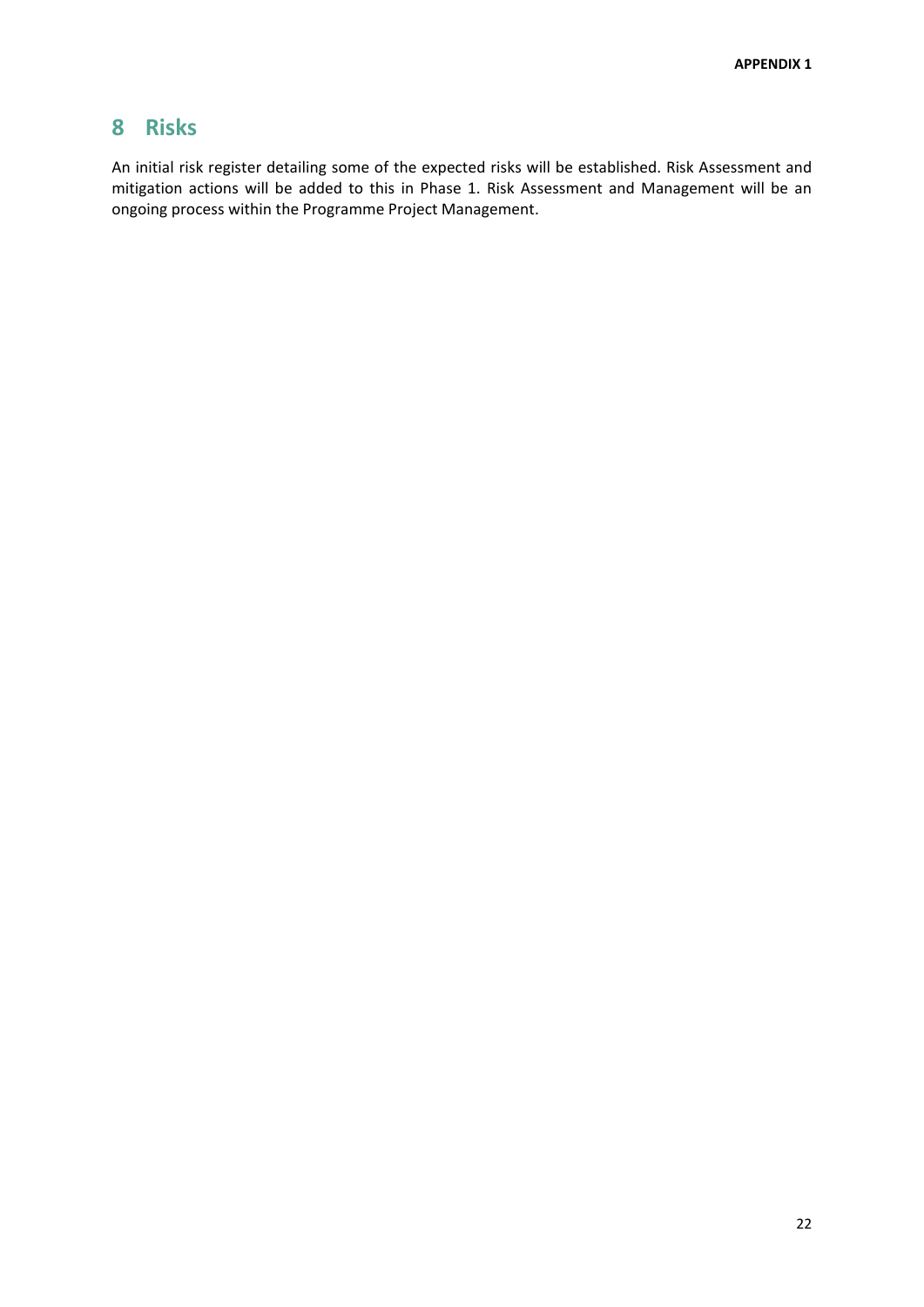# 8 Risks

An initial risk register detailing some of the expected risks will be established. Risk Assessment and mitigation actions will be added to this in Phase 1. Risk Assessment and Management will be an ongoing process within the Programme Project Management.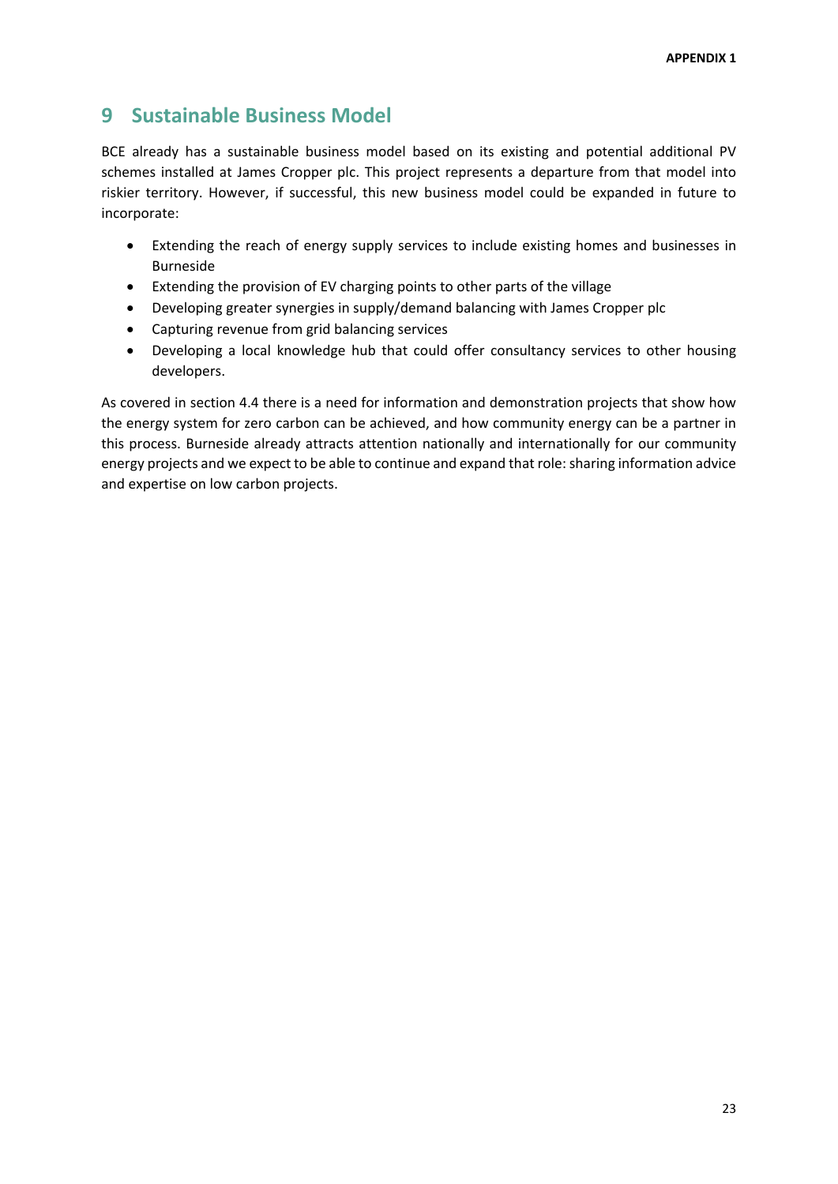# 9 Sustainable Business Model

BCE already has a sustainable business model based on its existing and potential additional PV schemes installed at James Cropper plc. This project represents a departure from that model into riskier territory. However, if successful, this new business model could be expanded in future to incorporate:

- Extending the reach of energy supply services to include existing homes and businesses in Burneside
- Extending the provision of EV charging points to other parts of the village
- Developing greater synergies in supply/demand balancing with James Cropper plc
- Capturing revenue from grid balancing services
- Developing a local knowledge hub that could offer consultancy services to other housing developers.

As covered in section 4.4 there is a need for information and demonstration projects that show how the energy system for zero carbon can be achieved, and how community energy can be a partner in this process. Burneside already attracts attention nationally and internationally for our community energy projects and we expect to be able to continue and expand that role: sharing information advice and expertise on low carbon projects.